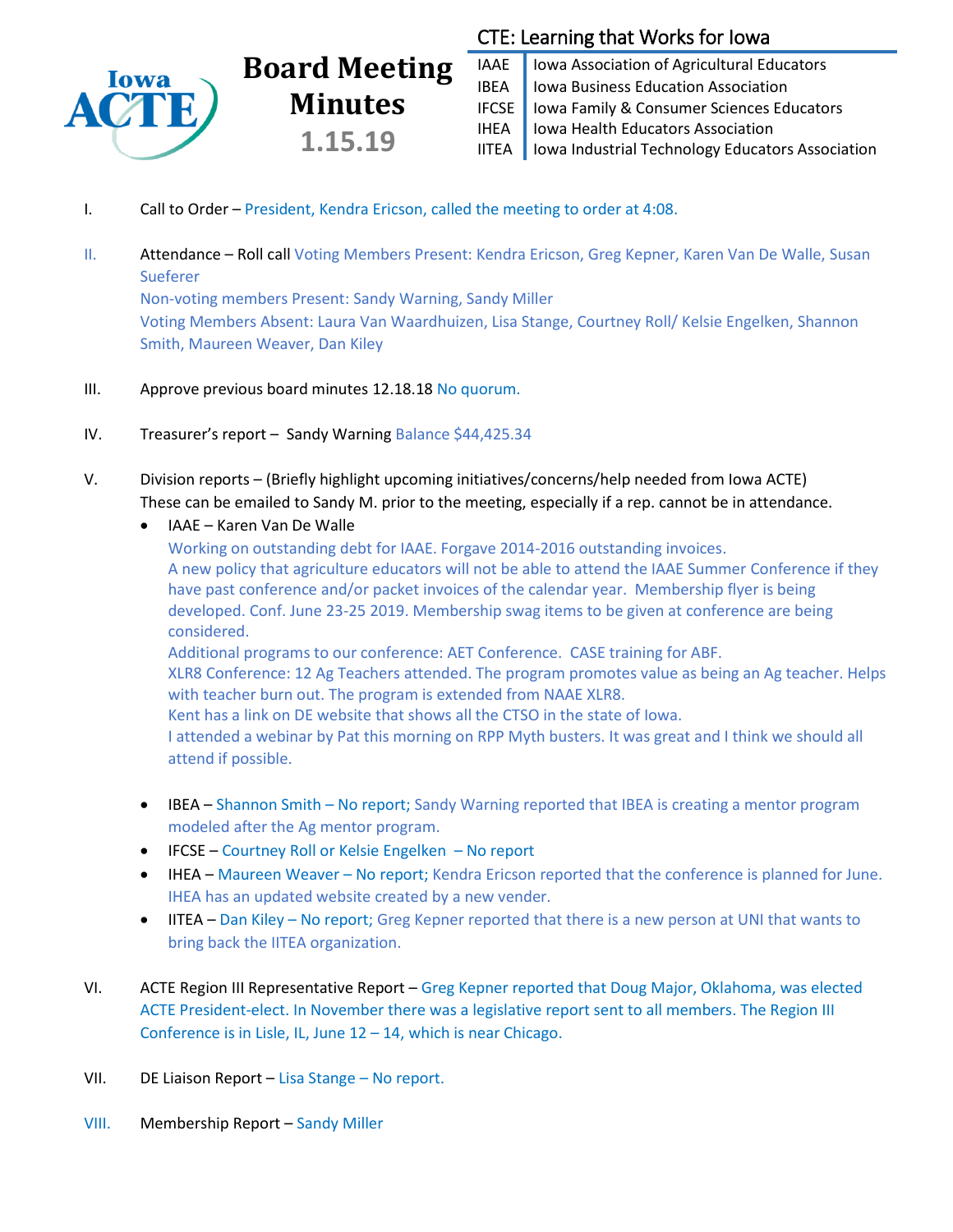# Board Meeting Minutes

**1.15.19**

## CTE: Learning that Works for Iowa

| | |
|---|---|
| IAAE | Iowa Association of Agricultural Educators |
| IBEA | Iowa Business Education Association |
| IFCSE | Iowa Family & Consumer Sciences Educators |
| IHEA | Iowa Health Educators Association |
| IITEA | Iowa Industrial Technology Educators Association |

I. Call to Order – President, Kendra Ericson, called the meeting to order at 4:08.

II. Attendance – Roll call Voting Members Present: Kendra Ericson, Greg Kepner, Karen Van De Walle, Susan Sueferer
Non-voting members Present: Sandy Warning, Sandy Miller
Voting Members Absent: Laura Van Waardhuizen, Lisa Stange, Courtney Roll/ Kelsie Engelken, Shannon Smith, Maureen Weaver, Dan Kiley

III. Approve previous board minutes 12.18.18 No quorum.

IV. Treasurer's report – Sandy Warning Balance $44,425.34

V. Division reports – (Briefly highlight upcoming initiatives/concerns/help needed from Iowa ACTE)
These can be emailed to Sandy M. prior to the meeting, especially if a rep. cannot be in attendance.

- IAAE – Karen Van De Walle
  Working on outstanding debt for IAAE. Forgave 2014-2016 outstanding invoices.
  A new policy that agriculture educators will not be able to attend the IAAE Summer Conference if they have past conference and/or packet invoices of the calendar year. Membership flyer is being developed. Conf. June 23-25 2019. Membership swag items to be given at conference are being considered.
  Additional programs to our conference: AET Conference. CASE training for ABF.
  XLR8 Conference: 12 Ag Teachers attended. The program promotes value as being an Ag teacher. Helps with teacher burn out. The program is extended from NAAE XLR8.
  Kent has a link on DE website that shows all the CTSO in the state of Iowa.
  I attended a webinar by Pat this morning on RPP Myth busters. It was great and I think we should all attend if possible.
- IBEA – Shannon Smith – No report; Sandy Warning reported that IBEA is creating a mentor program modeled after the Ag mentor program.
- IFCSE – Courtney Roll or Kelsie Engelken – No report
- IHEA – Maureen Weaver – No report; Kendra Ericson reported that the conference is planned for June. IHEA has an updated website created by a new vender.
- IITEA – Dan Kiley – No report; Greg Kepner reported that there is a new person at UNI that wants to bring back the IITEA organization.

VI. ACTE Region III Representative Report – Greg Kepner reported that Doug Major, Oklahoma, was elected ACTE President-elect. In November there was a legislative report sent to all members. The Region III Conference is in Lisle, IL, June 12 – 14, which is near Chicago.

VII. DE Liaison Report – Lisa Stange – No report.

VIII. Membership Report – Sandy Miller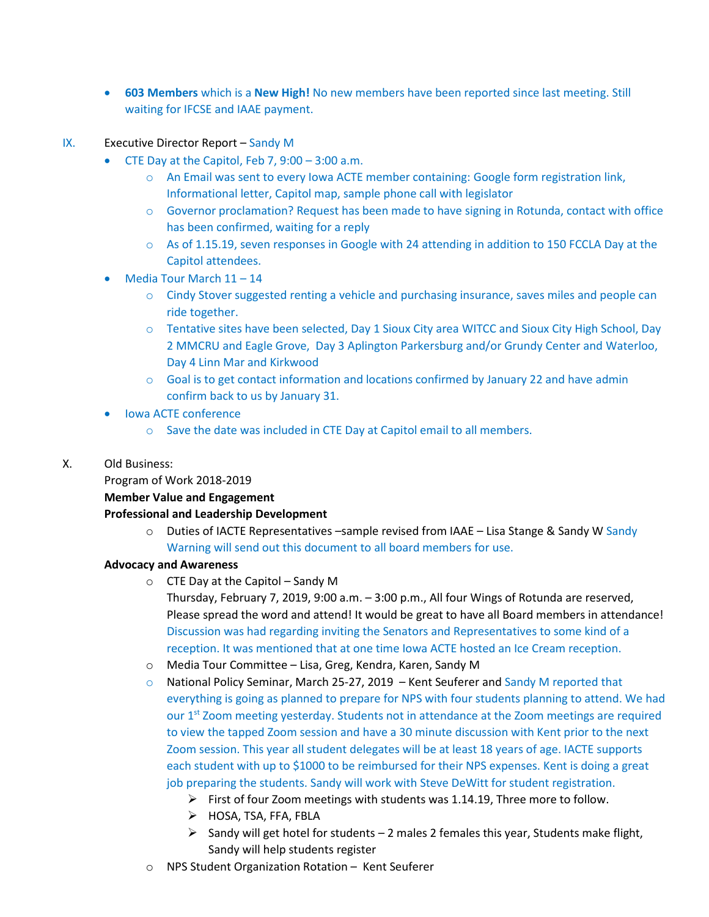- **603 Members** which is a **New High!** No new members have been reported since last meeting. Still waiting for IFCSE and IAAE payment.

IX. Executive Director Report – Sandy M

- CTE Day at the Capitol, Feb 7, 9:00 – 3:00 a.m.
  - An Email was sent to every Iowa ACTE member containing: Google form registration link, Informational letter, Capitol map, sample phone call with legislator
  - Governor proclamation? Request has been made to have signing in Rotunda, contact with office has been confirmed, waiting for a reply
  - As of 1.15.19, seven responses in Google with 24 attending in addition to 150 FCCLA Day at the Capitol attendees.
- Media Tour March 11 – 14
  - Cindy Stover suggested renting a vehicle and purchasing insurance, saves miles and people can ride together.
  - Tentative sites have been selected, Day 1 Sioux City area WITCC and Sioux City High School, Day 2 MMCRU and Eagle Grove, Day 3 Aplington Parkersburg and/or Grundy Center and Waterloo, Day 4 Linn Mar and Kirkwood
  - Goal is to get contact information and locations confirmed by January 22 and have admin confirm back to us by January 31.
- Iowa ACTE conference
  - Save the date was included in CTE Day at Capitol email to all members.

X. Old Business:

Program of Work 2018-2019

**Member Value and Engagement**

**Professional and Leadership Development**

- Duties of IACTE Representatives –sample revised from IAAE – Lisa Stange & Sandy W Sandy Warning will send out this document to all board members for use.

**Advocacy and Awareness**

- CTE Day at the Capitol – Sandy M
  Thursday, February 7, 2019, 9:00 a.m. – 3:00 p.m., All four Wings of Rotunda are reserved, Please spread the word and attend! It would be great to have all Board members in attendance! Discussion was had regarding inviting the Senators and Representatives to some kind of a reception. It was mentioned that at one time Iowa ACTE hosted an Ice Cream reception.
- Media Tour Committee – Lisa, Greg, Kendra, Karen, Sandy M
- National Policy Seminar, March 25-27, 2019 – Kent Seuferer and Sandy M reported that everything is going as planned to prepare for NPS with four students planning to attend. We had our 1st Zoom meeting yesterday. Students not in attendance at the Zoom meetings are required to view the tapped Zoom session and have a 30 minute discussion with Kent prior to the next Zoom session. This year all student delegates will be at least 18 years of age. IACTE supports each student with up to $1000 to be reimbursed for their NPS expenses. Kent is doing a great job preparing the students. Sandy will work with Steve DeWitt for student registration.
  - First of four Zoom meetings with students was 1.14.19, Three more to follow.
  - HOSA, TSA, FFA, FBLA
  - Sandy will get hotel for students – 2 males 2 females this year, Students make flight, Sandy will help students register
- NPS Student Organization Rotation – Kent Seuferer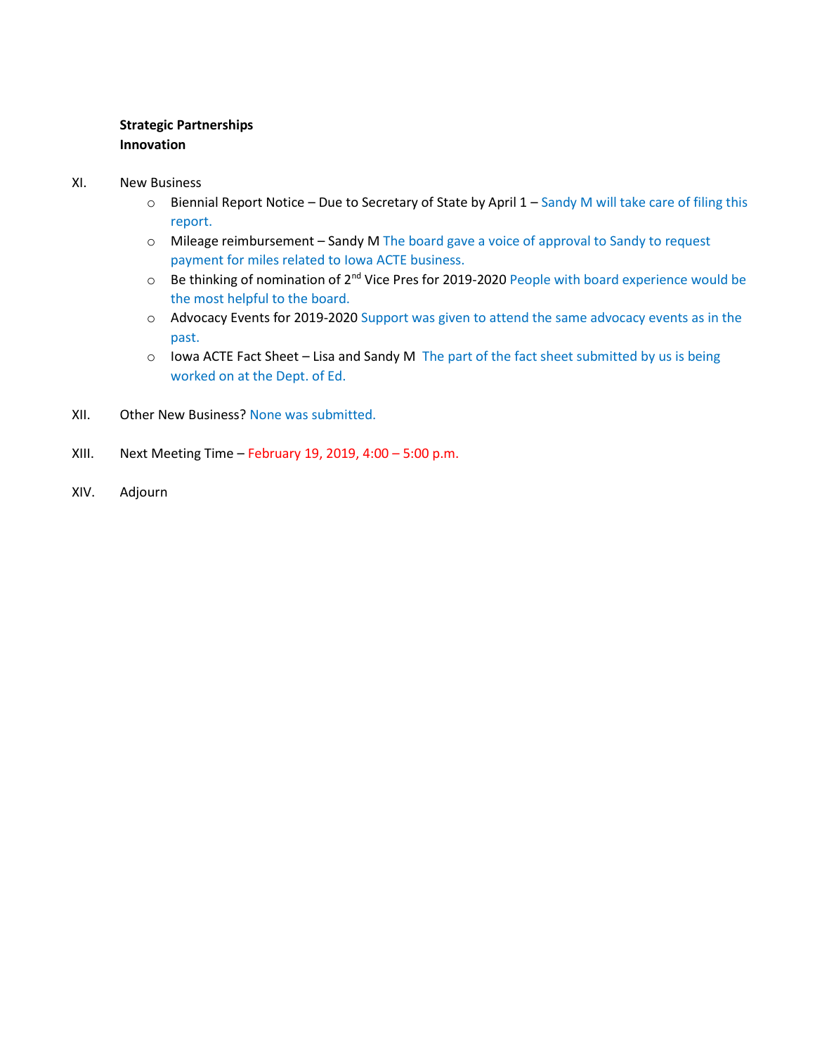**Strategic Partnerships**
**Innovation**

XI. New Business

- Biennial Report Notice – Due to Secretary of State by April 1 – Sandy M will take care of filing this report.
- Mileage reimbursement – Sandy M The board gave a voice of approval to Sandy to request payment for miles related to Iowa ACTE business.
- Be thinking of nomination of 2nd Vice Pres for 2019-2020 People with board experience would be the most helpful to the board.
- Advocacy Events for 2019-2020 Support was given to attend the same advocacy events as in the past.
- Iowa ACTE Fact Sheet – Lisa and Sandy M The part of the fact sheet submitted by us is being worked on at the Dept. of Ed.

XII. Other New Business? None was submitted.

XIII. Next Meeting Time – February 19, 2019, 4:00 – 5:00 p.m.

XIV. Adjourn